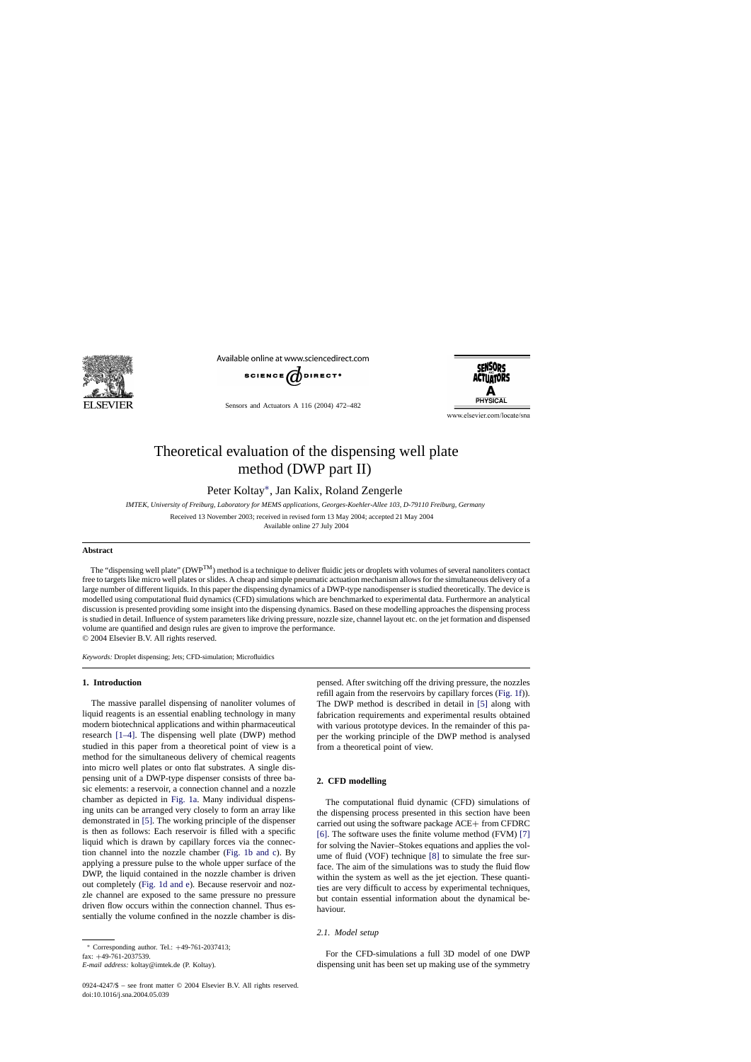# Theoretical evaluation of the dispensing well plate method (DWP part II)

Peter Koltay*, Jan Kalix, Roland Zengerle

*IMTEK, University of Freiburg, Laboratory for MEMS applications, Georges-Koehler-Allee 103, D-79110 Freiburg, Germany*

Received 13 November 2003; received in revised form 13 May 2004; accepted 21 May 2004

Available online 27 July 2004

## Abstract

The "dispensing well plate" (DWP$^{TM}$) method is a technique to deliver fluidic jets or droplets with volumes of several nanoliters contact free to targets like micro well plates or slides. A cheap and simple pneumatic actuation mechanism allows for the simultaneous delivery of a large number of different liquids. In this paper the dispensing dynamics of a DWP-type nanodispenser is studied theoretically. The device is modelled using computational fluid dynamics (CFD) simulations which are benchmarked to experimental data. Furthermore an analytical discussion is presented providing some insight into the dispensing dynamics. Based on these modelling approaches the dispensing process is studied in detail. Influence of system parameters like driving pressure, nozzle size, channel layout etc. on the jet formation and dispensed volume are quantified and design rules are given to improve the performance.

© 2004 Elsevier B.V. All rights reserved.

*Keywords:* Droplet dispensing; Jets; CFD-simulation; Microfluidics

## 1. Introduction

The massive parallel dispensing of nanoliter volumes of liquid reagents is an essential enabling technology in many modern biotechnical applications and within pharmaceutical research [1–4]. The dispensing well plate (DWP) method studied in this paper from a theoretical point of view is a method for the simultaneous delivery of chemical reagents into micro well plates or onto flat substrates. A single dispensing unit of a DWP-type dispenser consists of three basic elements: a reservoir, a connection channel and a nozzle chamber as depicted in Fig. 1a. Many individual dispensing units can be arranged very closely to form an array like demonstrated in [5]. The working principle of the dispenser is then as follows: Each reservoir is filled with a specific liquid which is drawn by capillary forces via the connection channel into the nozzle chamber (Fig. 1b and c). By applying a pressure pulse to the whole upper surface of the DWP, the liquid contained in the nozzle chamber is driven out completely (Fig. 1d and e). Because reservoir and nozzle channel are exposed to the same pressure no pressure driven flow occurs within the connection channel. Thus essentially the volume confined in the nozzle chamber is dispensed. After switching off the driving pressure, the nozzles refill again from the reservoirs by capillary forces (Fig. 1f)). The DWP method is described in detail in [5] along with fabrication requirements and experimental results obtained with various prototype devices. In the remainder of this paper the working principle of the DWP method is analysed from a theoretical point of view.

## 2. CFD modelling

The computational fluid dynamic (CFD) simulations of the dispensing process presented in this section have been carried out using the software package ACE+ from CFDRC [6]. The software uses the finite volume method (FVM) [7] for solving the Navier–Stokes equations and applies the volume of fluid (VOF) technique [8] to simulate the free surface. The aim of the simulations was to study the fluid flow within the system as well as the jet ejection. These quantities are very difficult to access by experimental techniques, but contain essential information about the dynamical behaviour.

### 2.1. Model setup

For the CFD-simulations a full 3D model of one DWP dispensing unit has been set up making use of the symmetry

---

* Corresponding author. Tel.: +49-761-2037413; fax: +49-761-2037539.
*E-mail address:* koltay@imtek.de (P. Koltay).

0924-4247/$ – see front matter © 2004 Elsevier B.V. All rights reserved.
doi:10.1016/j.sna.2004.05.039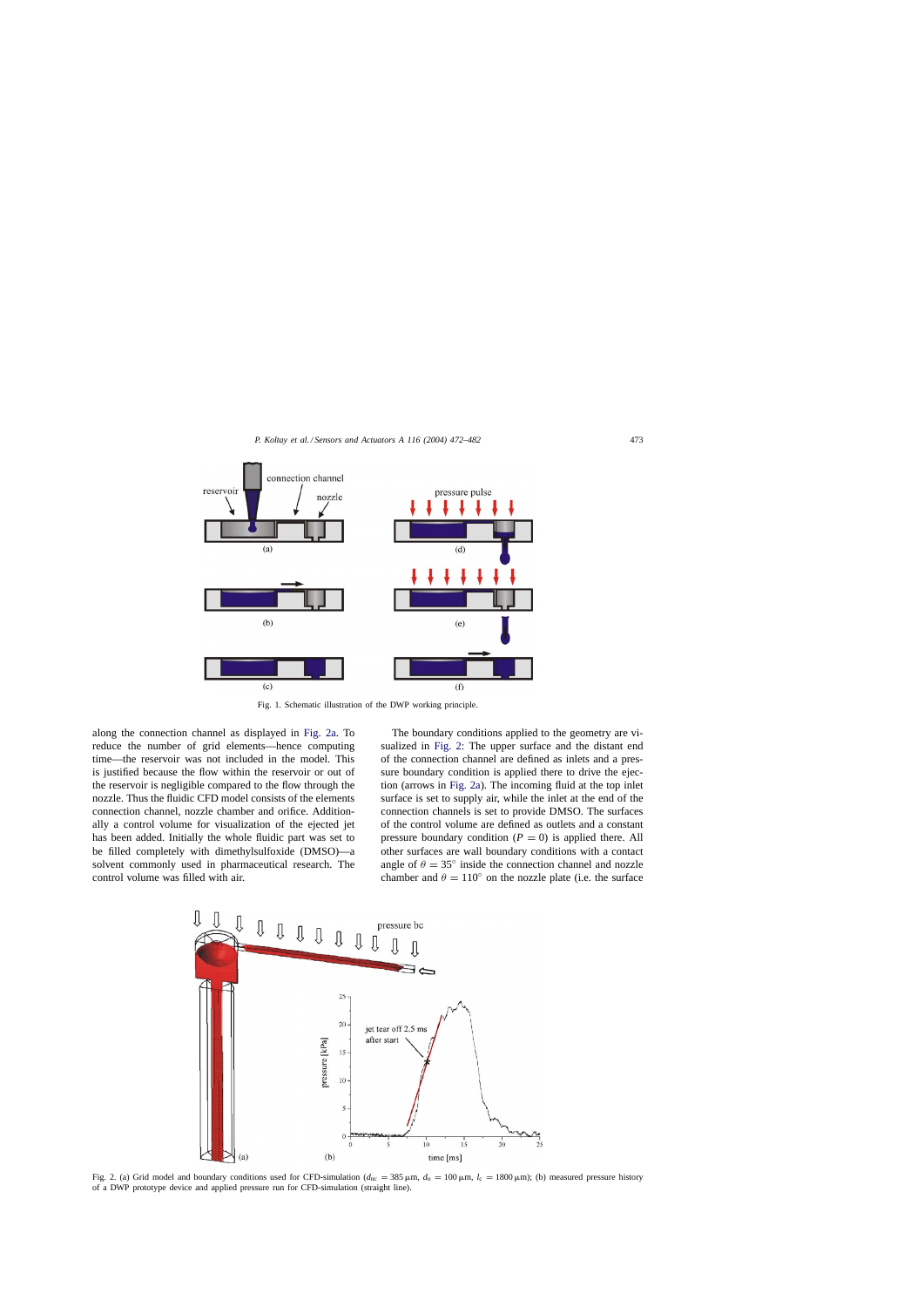Fig. 1. Schematic illustration of the DWP working principle.

along the connection channel as displayed in Fig. 2a. To reduce the number of grid elements—hence computing time—the reservoir was not included in the model. This is justified because the flow within the reservoir or out of the reservoir is negligible compared to the flow through the nozzle. Thus the fluidic CFD model consists of the elements connection channel, nozzle chamber and orifice. Additionally a control volume for visualization of the ejected jet has been added. Initially the whole fluidic part was set to be filled completely with dimethylsulfoxide (DMSO)—a solvent commonly used in pharmaceutical research. The control volume was filled with air.

The boundary conditions applied to the geometry are visualized in Fig. 2: The upper surface and the distant end of the connection channel are defined as inlets and a pressure boundary condition is applied there to drive the ejection (arrows in Fig. 2a). The incoming fluid at the top inlet surface is set to supply air, while the inlet at the end of the connection channels is set to provide DMSO. The surfaces of the control volume are defined as outlets and a constant pressure boundary condition ($P = 0$) is applied there. All other surfaces are wall boundary conditions with a contact angle of $\theta = 35°$ inside the connection channel and nozzle chamber and $\theta = 110°$ on the nozzle plate (i.e. the surface

Fig. 2. (a) Grid model and boundary conditions used for CFD-simulation ($d_{nc} = 385\,\mu$m, $d_0 = 100\,\mu$m, $l_c = 1800\,\mu$m); (b) measured pressure history of a DWP prototype device and applied pressure run for CFD-simulation (straight line).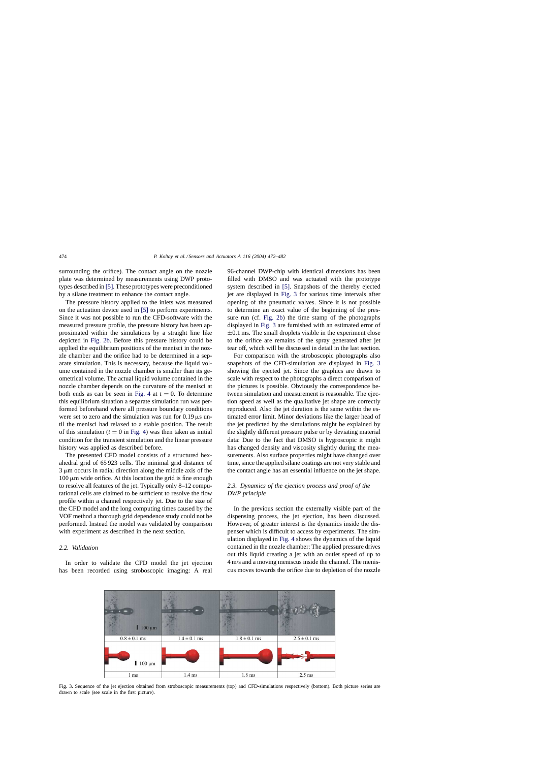surrounding the orifice). The contact angle on the nozzle plate was determined by measurements using DWP prototypes described in [5]. These prototypes were preconditioned by a silane treatment to enhance the contact angle.

The pressure history applied to the inlets was measured on the actuation device used in [5] to perform experiments. Since it was not possible to run the CFD-software with the measured pressure profile, the pressure history has been approximated within the simulations by a straight line like depicted in Fig. 2b. Before this pressure history could be applied the equilibrium positions of the menisci in the nozzle chamber and the orifice had to be determined in a separate simulation. This is necessary, because the liquid volume contained in the nozzle chamber is smaller than its geometrical volume. The actual liquid volume contained in the nozzle chamber depends on the curvature of the menisci at both ends as can be seen in Fig. 4 at $t = 0$. To determine this equilibrium situation a separate simulation run was performed beforehand where all pressure boundary conditions were set to zero and the simulation was run for 0.19 μs until the menisci had relaxed to a stable position. The result of this simulation ($t = 0$ in Fig. 4) was then taken as initial condition for the transient simulation and the linear pressure history was applied as described before.

The presented CFD model consists of a structured hexahedral grid of 65 923 cells. The minimal grid distance of 3 μm occurs in radial direction along the middle axis of the 100 μm wide orifice. At this location the grid is fine enough to resolve all features of the jet. Typically only 8–12 computational cells are claimed to be sufficient to resolve the flow profile within a channel respectively jet. Due to the size of the CFD model and the long computing times caused by the VOF method a thorough grid dependence study could not be performed. Instead the model was validated by comparison with experiment as described in the next section.

### 2.2. Validation

In order to validate the CFD model the jet ejection has been recorded using stroboscopic imaging: A real 96-channel DWP-chip with identical dimensions has been filled with DMSO and was actuated with the prototype system described in [5]. Snapshots of the thereby ejected jet are displayed in Fig. 3 for various time intervals after opening of the pneumatic valves. Since it is not possible to determine an exact value of the beginning of the pressure run (cf. Fig. 2b) the time stamp of the photographs displayed in Fig. 3 are furnished with an estimated error of ±0.1 ms. The small droplets visible in the experiment close to the orifice are remains of the spray generated after jet tear off, which will be discussed in detail in the last section.

For comparison with the stroboscopic photographs also snapshots of the CFD-simulation are displayed in Fig. 3 showing the ejected jet. Since the graphics are drawn to scale with respect to the photographs a direct comparison of the pictures is possible. Obviously the correspondence between simulation and measurement is reasonable. The ejection speed as well as the qualitative jet shape are correctly reproduced. Also the jet duration is the same within the estimated error limit. Minor deviations like the larger head of the jet predicted by the simulations might be explained by the slightly different pressure pulse or by deviating material data: Due to the fact that DMSO is hygroscopic it might has changed density and viscosity slightly during the measurements. Also surface properties might have changed over time, since the applied silane coatings are not very stable and the contact angle has an essential influence on the jet shape.

### 2.3. Dynamics of the ejection process and proof of the DWP principle

In the previous section the externally visible part of the dispensing process, the jet ejection, has been discussed. However, of greater interest is the dynamics inside the dispenser which is difficult to access by experiments. The simulation displayed in Fig. 4 shows the dynamics of the liquid contained in the nozzle chamber: The applied pressure drives out this liquid creating a jet with an outlet speed of up to 4 m/s and a moving meniscus inside the channel. The meniscus moves towards the orifice due to depletion of the nozzle

| 100 μm | | | |
|---|---|---|---|
| 0.8 ± 0.1 ms | 1.4 ± 0.1 ms | 1.8 ± 0.1 ms | 2.5 ± 0.1 ms |
| 100 μm | | | |
| 1 ms | 1.4 ms | 1.8 ms | 2.5 ms |

Fig. 3. Sequence of the jet ejection obtained from stroboscopic measurements (top) and CFD-simulations respectively (bottom). Both picture series are drawn to scale (see scale in the first picture).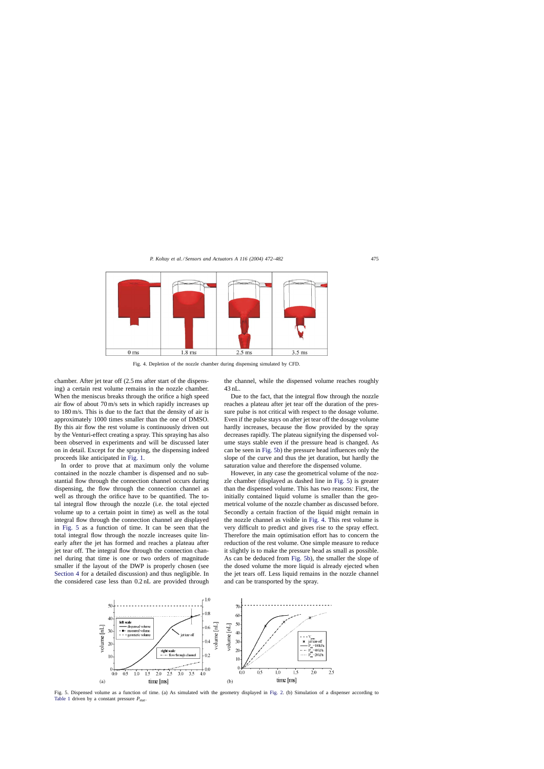Fig. 4. Depletion of the nozzle chamber during dispensing simulated by CFD.

chamber. After jet tear off (2.5 ms after start of the dispensing) a certain rest volume remains in the nozzle chamber. When the meniscus breaks through the orifice a high speed air flow of about 70 m/s sets in which rapidly increases up to 180 m/s. This is due to the fact that the density of air is approximately 1000 times smaller than the one of DMSO. By this air flow the rest volume is continuously driven out by the Venturi-effect creating a spray. This spraying has also been observed in experiments and will be discussed later on in detail. Except for the spraying, the dispensing indeed proceeds like anticipated in Fig. 1.

In order to prove that at maximum only the volume contained in the nozzle chamber is dispensed and no substantial flow through the connection channel occurs during dispensing, the flow through the connection channel as well as through the orifice have to be quantified. The total integral flow through the nozzle (i.e. the total ejected volume up to a certain point in time) as well as the total integral flow through the connection channel are displayed in Fig. 5 as a function of time. It can be seen that the total integral flow through the nozzle increases quite linearly after the jet has formed and reaches a plateau after jet tear off. The integral flow through the connection channel during that time is one or two orders of magnitude smaller if the layout of the DWP is properly chosen (see Section 4 for a detailed discussion) and thus negligible. In the considered case less than 0.2 nL are provided through the channel, while the dispensed volume reaches roughly 43 nL.

Due to the fact, that the integral flow through the nozzle reaches a plateau after jet tear off the duration of the pressure pulse is not critical with respect to the dosage volume. Even if the pulse stays on after jet tear off the dosage volume hardly increases, because the flow provided by the spray decreases rapidly. The plateau signifying the dispensed volume stays stable even if the pressure head is changed. As can be seen in Fig. 5b) the pressure head influences only the slope of the curve and thus the jet duration, but hardly the saturation value and therefore the dispensed volume.

However, in any case the geometrical volume of the nozzle chamber (displayed as dashed line in Fig. 5) is greater than the dispensed volume. This has two reasons: First, the initially contained liquid volume is smaller than the geometrical volume of the nozzle chamber as discussed before. Secondly a certain fraction of the liquid might remain in the nozzle channel as visible in Fig. 4. This rest volume is very difficult to predict and gives rise to the spray effect. Therefore the main optimisation effort has to concern the reduction of the rest volume. One simple measure to reduce it slightly is to make the pressure head as small as possible. As can be deduced from Fig. 5b), the smaller the slope of the dosed volume the more liquid is already ejected when the jet tears off. Less liquid remains in the nozzle channel and can be transported by the spray.

Fig. 5. Dispensed volume as a function of time. (a) As simulated with the geometry displayed in Fig. 2. (b) Simulation of a dispenser according to Table 1 driven by a constant pressure $P_{\mathrm{stat}}$.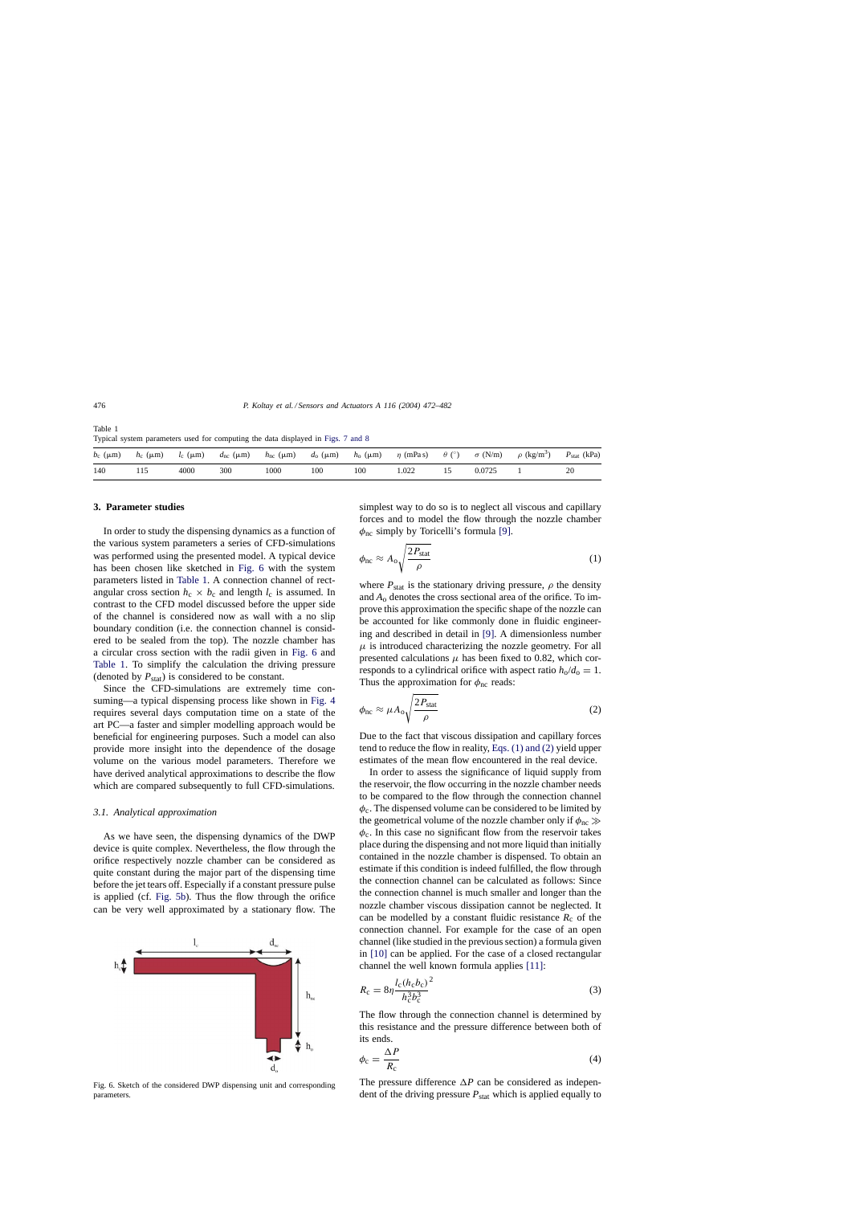Table 1
Typical system parameters used for computing the data displayed in Figs. 7 and 8

| $b_c$ (μm) | $h_c$ (μm) | $l_c$ (μm) | $d_{nc}$ (μm) | $h_{nc}$ (μm) | $d_o$ (μm) | $h_o$ (μm) | $\eta$ (mPa s) | $\theta$ (°) | $\sigma$ (N/m) | $\rho$ (kg/m$^3$) | $P_{stat}$ (kPa) |
|---|---|---|---|---|---|---|---|---|---|---|---|
| 140 | 115 | 4000 | 300 | 1000 | 100 | 100 | 1.022 | 15 | 0.0725 | 1 | 20 |

## 3. Parameter studies

In order to study the dispensing dynamics as a function of the various system parameters a series of CFD-simulations was performed using the presented model. A typical device has been chosen like sketched in Fig. 6 with the system parameters listed in Table 1. A connection channel of rectangular cross section $h_c \times b_c$ and length $l_c$ is assumed. In contrast to the CFD model discussed before the upper side of the channel is considered now as wall with a no slip boundary condition (i.e. the connection channel is considered to be sealed from the top). The nozzle chamber has a circular cross section with the radii given in Fig. 6 and Table 1. To simplify the calculation the driving pressure (denoted by $P_{stat}$) is considered to be constant.

Since the CFD-simulations are extremely time consuming—a typical dispensing process like shown in Fig. 4 requires several days computation time on a state of the art PC—a faster and simpler modelling approach would be beneficial for engineering purposes. Such a model can also provide more insight into the dependence of the dosage volume on the various model parameters. Therefore we have derived analytical approximations to describe the flow which are compared subsequently to full CFD-simulations.

### 3.1. Analytical approximation

As we have seen, the dispensing dynamics of the DWP device is quite complex. Nevertheless, the flow through the orifice respectively nozzle chamber can be considered as quite constant during the major part of the dispensing time before the jet tears off. Especially if a constant pressure pulse is applied (cf. Fig. 5b). Thus the flow through the orifice can be very well approximated by a stationary flow. The simplest way to do so is to neglect all viscous and capillary forces and to model the flow through the nozzle chamber $\phi_{nc}$ simply by Toricelli's formula [9].

$$\phi_{nc} \approx A_o \sqrt{\frac{2P_{stat}}{\rho}} \tag{1}$$

where $P_{stat}$ is the stationary driving pressure, $\rho$ the density and $A_o$ denotes the cross sectional area of the orifice. To improve this approximation the specific shape of the nozzle can be accounted for like commonly done in fluidic engineering and described in detail in [9]. A dimensionless number $\mu$ is introduced characterizing the nozzle geometry. For all presented calculations $\mu$ has been fixed to 0.82, which corresponds to a cylindrical orifice with aspect ratio $h_o/d_o = 1$. Thus the approximation for $\phi_{nc}$ reads:

$$\phi_{nc} \approx \mu A_o \sqrt{\frac{2P_{stat}}{\rho}} \tag{2}$$

Due to the fact that viscous dissipation and capillary forces tend to reduce the flow in reality, Eqs. (1) and (2) yield upper estimates of the mean flow encountered in the real device.

In order to assess the significance of liquid supply from the reservoir, the flow occurring in the nozzle chamber needs to be compared to the flow through the connection channel $\phi_c$. The dispensed volume can be considered to be limited by the geometrical volume of the nozzle chamber only if $\phi_{nc} \gg \phi_c$. In this case no significant flow from the reservoir takes place during the dispensing and not more liquid than initially contained in the nozzle chamber is dispensed. To obtain an estimate if this condition is indeed fulfilled, the flow through the connection channel can be calculated as follows: Since the connection channel is much smaller and longer than the nozzle chamber viscous dissipation cannot be neglected. It can be modelled by a constant fluidic resistance $R_c$ of the connection channel. For example for the case of an open channel (like studied in the previous section) a formula given in [10] can be applied. For the case of a closed rectangular channel the well known formula applies [11]:

$$R_c = 8\eta \frac{l_c (h_c b_c)^2}{h_c^3 b_c^3} \tag{3}$$

The flow through the connection channel is determined by this resistance and the pressure difference between both of its ends.

$$\phi_c = \frac{\Delta P}{R_c} \tag{4}$$

The pressure difference $\Delta P$ can be considered as independent of the driving pressure $P_{stat}$ which is applied equally to

Fig. 6. Sketch of the considered DWP dispensing unit and corresponding parameters.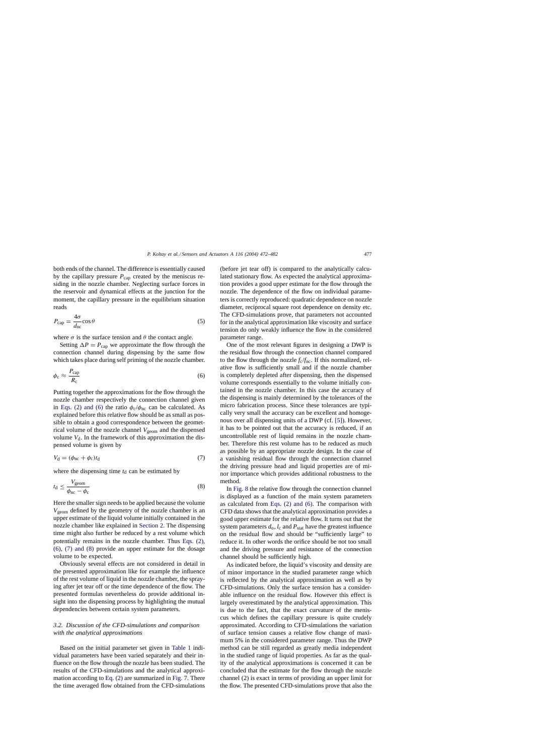both ends of the channel. The difference is essentially caused by the capillary pressure $P_{\text{cap}}$ created by the meniscus residing in the nozzle chamber. Neglecting surface forces in the reservoir and dynamical effects at the junction for the moment, the capillary pressure in the equilibrium situation reads

$$P_{\text{cap}} = \frac{4\sigma}{d_{\text{nc}}}\cos\theta \tag{5}$$

where $\sigma$ is the surface tension and $\theta$ the contact angle.

Setting $\Delta P = P_{\text{cap}}$ we approximate the flow through the connection channel during dispensing by the same flow which takes place during self priming of the nozzle chamber.

$$\phi_{\text{c}} \approx \frac{P_{\text{cap}}}{R_{\text{c}}} \tag{6}$$

Putting together the approximations for the flow through the nozzle chamber respectively the connection channel given in Eqs. (2) and (6) the ratio $\phi_{\text{c}}/\phi_{\text{nc}}$ can be calculated. As explained before this relative flow should be as small as possible to obtain a good correspondence between the geometrical volume of the nozzle channel $V_{\text{geom}}$ and the dispensed volume $V_{\text{d}}$. In the framework of this approximation the dispensed volume is given by

$$V_{\text{d}} = (\phi_{\text{nc}} + \phi_{\text{c}})t_{\text{d}} \tag{7}$$

where the dispensing time $t_{\text{d}}$ can be estimated by

$$t_{\text{d}} \leq \frac{V_{\text{geom}}}{\phi_{\text{nc}} - \phi_{\text{c}}} \tag{8}$$

Here the smaller sign needs to be applied because the volume $V_{\text{geom}}$ defined by the geometry of the nozzle chamber is an upper estimate of the liquid volume initially contained in the nozzle chamber like explained in Section 2. The dispensing time might also further be reduced by a rest volume which potentially remains in the nozzle chamber. Thus Eqs. (2), (6), (7) and (8) provide an upper estimate for the dosage volume to be expected.

Obviously several effects are not considered in detail in the presented approximation like for example the influence of the rest volume of liquid in the nozzle chamber, the spraying after jet tear off or the time dependence of the flow. The presented formulas nevertheless do provide additional insight into the dispensing process by highlighting the mutual dependencies between certain system parameters.

### 3.2. Discussion of the CFD-simulations and comparison with the analytical approximations

Based on the initial parameter set given in Table 1 individual parameters have been varied separately and their influence on the flow through the nozzle has been studied. The results of the CFD-simulations and the analytical approximation according to Eq. (2) are summarized in Fig. 7. There the time averaged flow obtained from the CFD-simulations (before jet tear off) is compared to the analytically calculated stationary flow. As expected the analytical approximation provides a good upper estimate for the flow through the nozzle. The dependence of the flow on individual parameters is correctly reproduced: quadratic dependence on nozzle diameter, reciprocal square root dependence on density etc. The CFD-simulations prove, that parameters not accounted for in the analytical approximation like viscosity and surface tension do only weakly influence the flow in the considered parameter range.

One of the most relevant figures in designing a DWP is the residual flow through the connection channel compared to the flow through the nozzle $f_{\text{c}}/f_{\text{nc}}$. If this normalized, relative flow is sufficiently small and if the nozzle chamber is completely depleted after dispensing, then the dispensed volume corresponds essentially to the volume initially contained in the nozzle chamber. In this case the accuracy of the dispensing is mainly determined by the tolerances of the micro fabrication process. Since these tolerances are typically very small the accuracy can be excellent and homogenous over all dispensing units of a DWP (cf. [5]). However, it has to be pointed out that the accuracy is reduced, if an uncontrollable rest of liquid remains in the nozzle chamber. Therefore this rest volume has to be reduced as much as possible by an appropriate nozzle design. In the case of a vanishing residual flow through the connection channel the driving pressure head and liquid properties are of minor importance which provides additional robustness to the method.

In Fig. 8 the relative flow through the connection channel is displayed as a function of the main system parameters as calculated from Eqs. (2) and (6). The comparison with CFD data shows that the analytical approximation provides a good upper estimate for the relative flow. It turns out that the system parameters $d_{\text{o}}$, $l_{\text{c}}$ and $P_{\text{stat}}$ have the greatest influence on the residual flow and should be "sufficiently large" to reduce it. In other words the orifice should be not too small and the driving pressure and resistance of the connection channel should be sufficiently high.

As indicated before, the liquid's viscosity and density are of minor importance in the studied parameter range which is reflected by the analytical approximation as well as by CFD-simulations. Only the surface tension has a considerable influence on the residual flow. However this effect is largely overestimated by the analytical approximation. This is due to the fact, that the exact curvature of the meniscus which defines the capillary pressure is quite crudely approximated. According to CFD-simulations the variation of surface tension causes a relative flow change of maximum 5% in the considered parameter range. Thus the DWP method can be still regarded as greatly media independent in the studied range of liquid properties. As far as the quality of the analytical approximations is concerned it can be concluded that the estimate for the flow through the nozzle channel (2) is exact in terms of providing an upper limit for the flow. The presented CFD-simulations prove that also the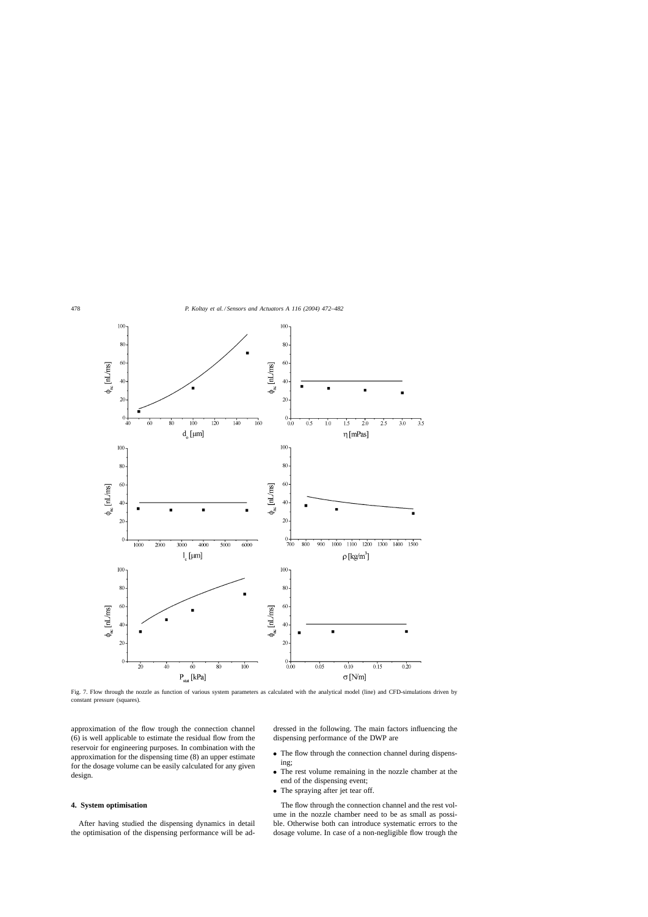Fig. 7. Flow through the nozzle as function of various system parameters as calculated with the analytical model (line) and CFD-simulations driven by constant pressure (squares).

approximation of the flow trough the connection channel (6) is well applicable to estimate the residual flow from the reservoir for engineering purposes. In combination with the approximation for the dispensing time (8) an upper estimate for the dosage volume can be easily calculated for any given design.

## 4. System optimisation

After having studied the dispensing dynamics in detail the optimisation of the dispensing performance will be addressed in the following. The main factors influencing the dispensing performance of the DWP are

- The flow through the connection channel during dispensing;
- The rest volume remaining in the nozzle chamber at the end of the dispensing event;
- The spraying after jet tear off.

The flow through the connection channel and the rest volume in the nozzle chamber need to be as small as possible. Otherwise both can introduce systematic errors to the dosage volume. In case of a non-negligible flow trough the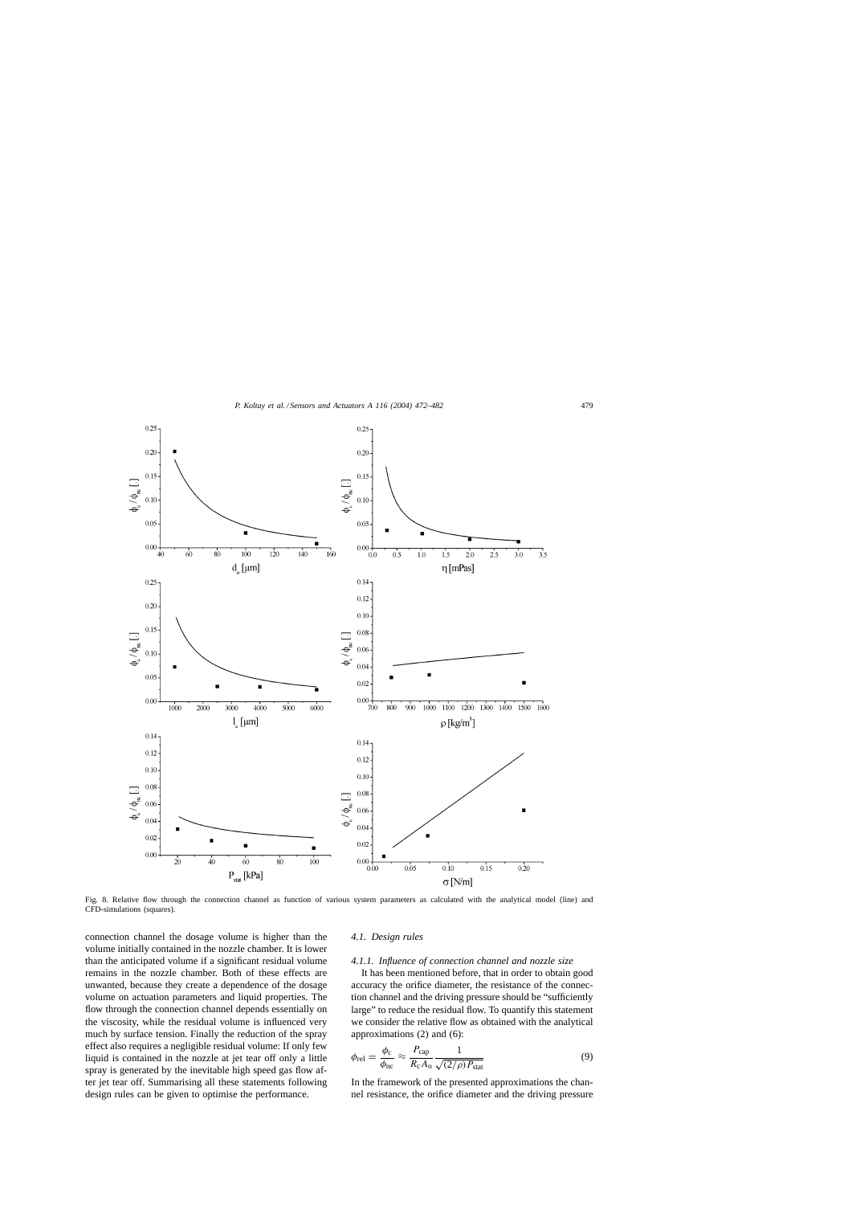Fig. 8. Relative flow through the connection channel as function of various system parameters as calculated with the analytical model (line) and CFD-simulations (squares).

connection channel the dosage volume is higher than the volume initially contained in the nozzle chamber. It is lower than the anticipated volume if a significant residual volume remains in the nozzle chamber. Both of these effects are unwanted, because they create a dependence of the dosage volume on actuation parameters and liquid properties. The flow through the connection channel depends essentially on the viscosity, while the residual volume is influenced very much by surface tension. Finally the reduction of the spray effect also requires a negligible residual volume: If only few liquid is contained in the nozzle at jet tear off only a little spray is generated by the inevitable high speed gas flow after jet tear off. Summarising all these statements following design rules can be given to optimise the performance.

### 4.1. Design rules

#### 4.1.1. Influence of connection channel and nozzle size

It has been mentioned before, that in order to obtain good accuracy the orifice diameter, the resistance of the connection channel and the driving pressure should be "sufficiently large" to reduce the residual flow. To quantify this statement we consider the relative flow as obtained with the analytical approximations (2) and (6):

$$\phi_{\text{rel}} = \frac{\phi_{\text{c}}}{\phi_{\text{nc}}} \approx \frac{P_{\text{cap}}}{R_{\text{c}} A_{\text{o}}} \frac{1}{\sqrt{(2/\rho) P_{\text{stat}}}} \tag{9}$$

In the framework of the presented approximations the channel resistance, the orifice diameter and the driving pressure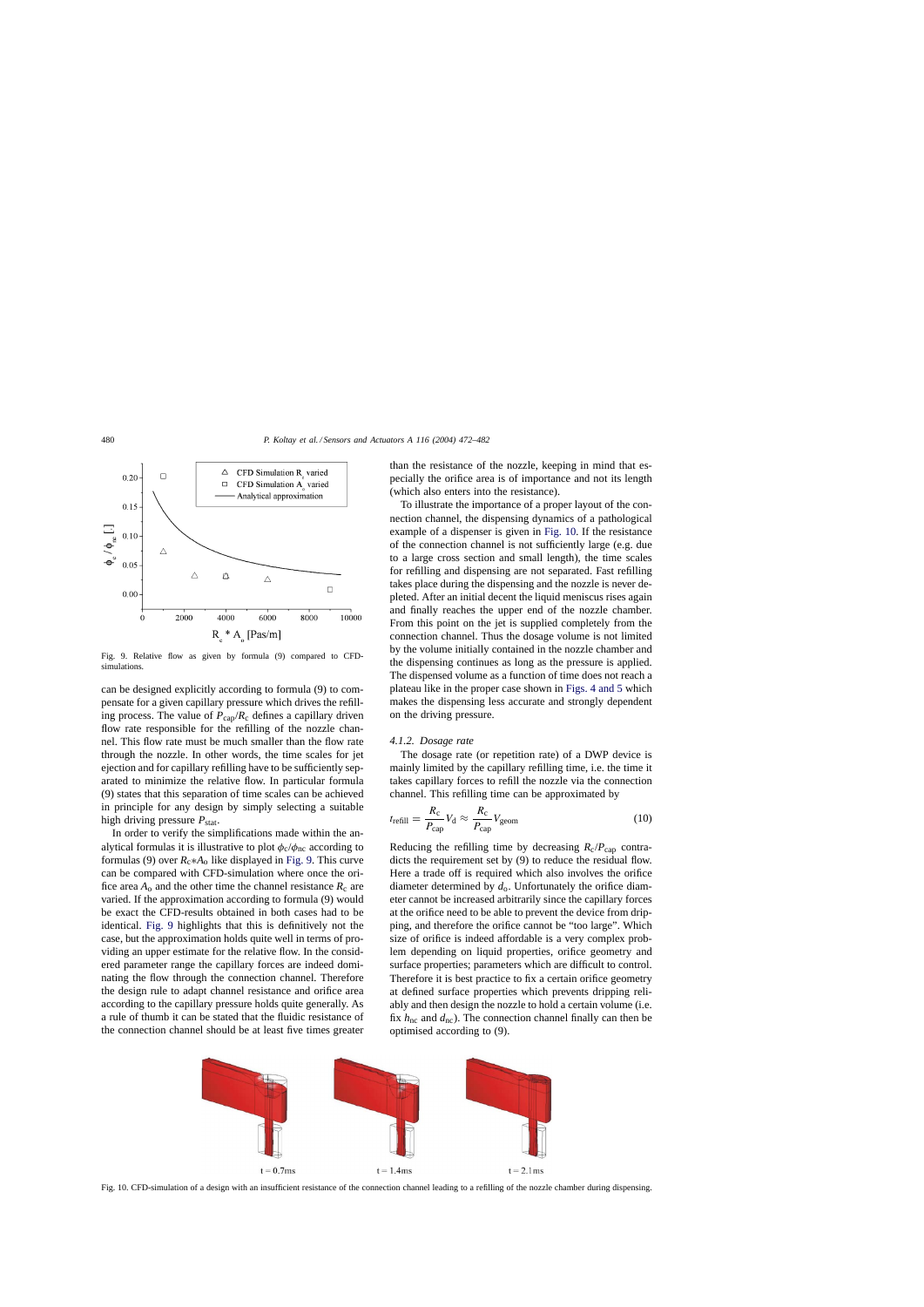Fig. 9. Relative flow as given by formula (9) compared to CFD-simulations.

can be designed explicitly according to formula (9) to compensate for a given capillary pressure which drives the refilling process. The value of $P_{\mathrm{cap}}/R_{\mathrm{c}}$ defines a capillary driven flow rate responsible for the refilling of the nozzle channel. This flow rate must be much smaller than the flow rate through the nozzle. In other words, the time scales for jet ejection and for capillary refilling have to be sufficiently separated to minimize the relative flow. In particular formula (9) states that this separation of time scales can be achieved in principle for any design by simply selecting a suitable high driving pressure $P_{\mathrm{stat}}$.

In order to verify the simplifications made within the analytical formulas it is illustrative to plot $\phi_{\mathrm{c}}/\phi_{\mathrm{nc}}$ according to formulas (9) over $R_{\mathrm{c}}*A_{\mathrm{o}}$ like displayed in Fig. 9. This curve can be compared with CFD-simulation where once the orifice area $A_{\mathrm{o}}$ and the other time the channel resistance $R_{\mathrm{c}}$ are varied. If the approximation according to formula (9) would be exact the CFD-results obtained in both cases had to be identical. Fig. 9 highlights that this is definitively not the case, but the approximation holds quite well in terms of providing an upper estimate for the relative flow. In the considered parameter range the capillary forces are indeed dominating the flow through the connection channel. Therefore the design rule to adapt channel resistance and orifice area according to the capillary pressure holds quite generally. As a rule of thumb it can be stated that the fluidic resistance of the connection channel should be at least five times greater than the resistance of the nozzle, keeping in mind that especially the orifice area is of importance and not its length (which also enters into the resistance).

To illustrate the importance of a proper layout of the connection channel, the dispensing dynamics of a pathological example of a dispenser is given in Fig. 10. If the resistance of the connection channel is not sufficiently large (e.g. due to a large cross section and small length), the time scales for refilling and dispensing are not separated. Fast refilling takes place during the dispensing and the nozzle is never depleted. After an initial decent the liquid meniscus rises again and finally reaches the upper end of the nozzle chamber. From this point on the jet is supplied completely from the connection channel. Thus the dosage volume is not limited by the volume initially contained in the nozzle chamber and the dispensing continues as long as the pressure is applied. The dispensed volume as a function of time does not reach a plateau like in the proper case shown in Figs. 4 and 5 which makes the dispensing less accurate and strongly dependent on the driving pressure.

#### 4.1.2. Dosage rate

The dosage rate (or repetition rate) of a DWP device is mainly limited by the capillary refilling time, i.e. the time it takes capillary forces to refill the nozzle via the connection channel. This refilling time can be approximated by

$$t_{\mathrm{refill}} = \frac{R_{\mathrm{c}}}{P_{\mathrm{cap}}} V_{\mathrm{d}} \approx \frac{R_{\mathrm{c}}}{P_{\mathrm{cap}}} V_{\mathrm{geom}} \tag{10}$$

Reducing the refilling time by decreasing $R_{\mathrm{c}}/P_{\mathrm{cap}}$ contradicts the requirement set by (9) to reduce the residual flow. Here a trade off is required which also involves the orifice diameter determined by $d_{\mathrm{o}}$. Unfortunately the orifice diameter cannot be increased arbitrarily since the capillary forces at the orifice need to be able to prevent the device from dripping, and therefore the orifice cannot be "too large". Which size of orifice is indeed affordable is a very complex problem depending on liquid properties, orifice geometry and surface properties; parameters which are difficult to control. Therefore it is best practice to fix a certain orifice geometry at defined surface properties which prevents dripping reliably and then design the nozzle to hold a certain volume (i.e. fix $h_{\mathrm{nc}}$ and $d_{\mathrm{nc}}$). The connection channel finally can then be optimised according to (9).

Fig. 10. CFD-simulation of a design with an insufficient resistance of the connection channel leading to a refilling of the nozzle chamber during dispensing.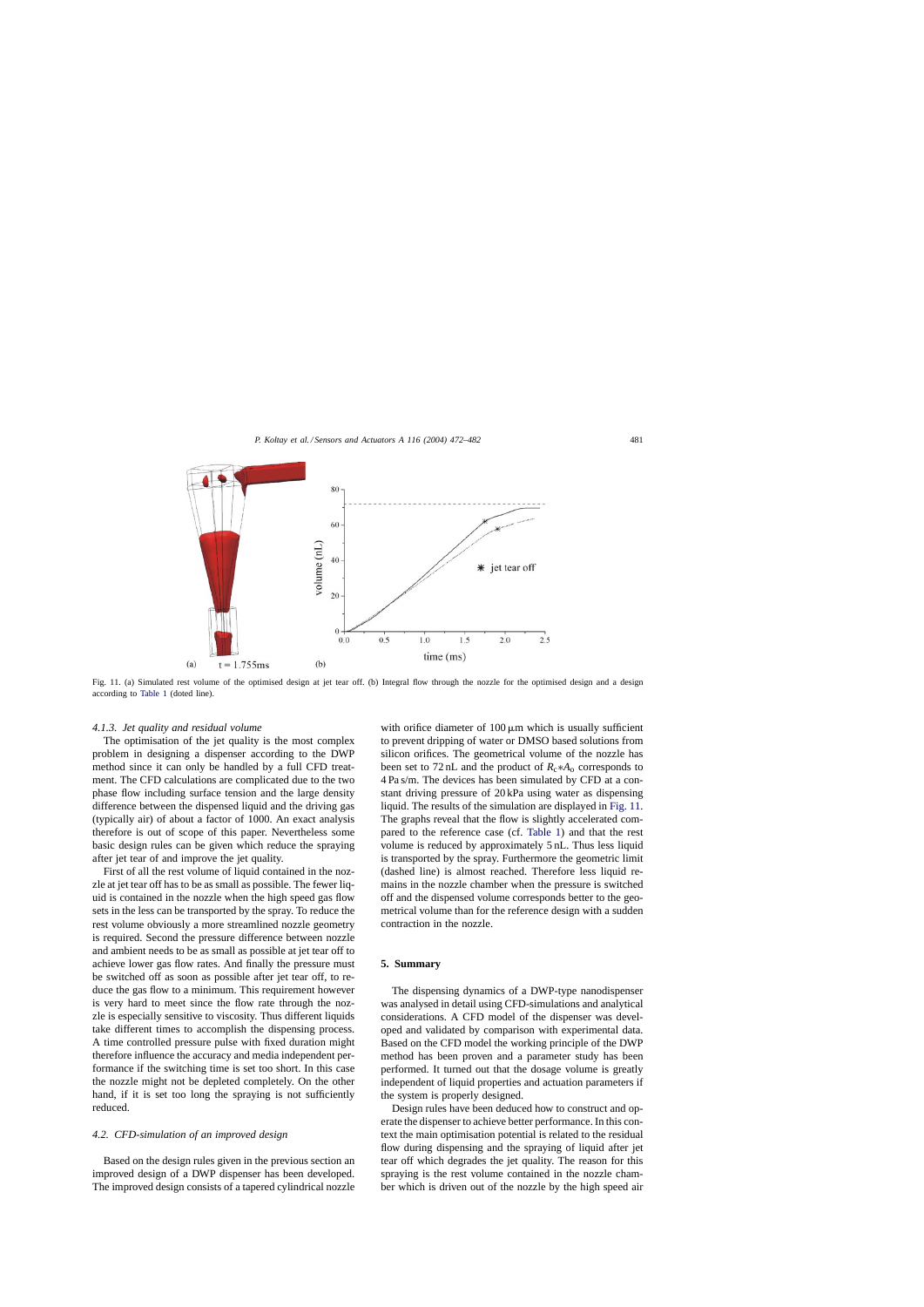Fig. 11. (a) Simulated rest volume of the optimised design at jet tear off. (b) Integral flow through the nozzle for the optimised design and a design according to Table 1 (doted line).

#### 4.1.3. Jet quality and residual volume

The optimisation of the jet quality is the most complex problem in designing a dispenser according to the DWP method since it can only be handled by a full CFD treatment. The CFD calculations are complicated due to the two phase flow including surface tension and the large density difference between the dispensed liquid and the driving gas (typically air) of about a factor of 1000. An exact analysis therefore is out of scope of this paper. Nevertheless some basic design rules can be given which reduce the spraying after jet tear of and improve the jet quality.

First of all the rest volume of liquid contained in the nozzle at jet tear off has to be as small as possible. The fewer liquid is contained in the nozzle when the high speed gas flow sets in the less can be transported by the spray. To reduce the rest volume obviously a more streamlined nozzle geometry is required. Second the pressure difference between nozzle and ambient needs to be as small as possible at jet tear off to achieve lower gas flow rates. And finally the pressure must be switched off as soon as possible after jet tear off, to reduce the gas flow to a minimum. This requirement however is very hard to meet since the flow rate through the nozzle is especially sensitive to viscosity. Thus different liquids take different times to accomplish the dispensing process. A time controlled pressure pulse with fixed duration might therefore influence the accuracy and media independent performance if the switching time is set too short. In this case the nozzle might not be depleted completely. On the other hand, if it is set too long the spraying is not sufficiently reduced.

### 4.2. CFD-simulation of an improved design

Based on the design rules given in the previous section an improved design of a DWP dispenser has been developed. The improved design consists of a tapered cylindrical nozzle with orifice diameter of 100 μm which is usually sufficient to prevent dripping of water or DMSO based solutions from silicon orifices. The geometrical volume of the nozzle has been set to 72 nL and the product of $R_c{*}A_0$ corresponds to 4 Pa s/m. The devices has been simulated by CFD at a constant driving pressure of 20 kPa using water as dispensing liquid. The results of the simulation are displayed in Fig. 11. The graphs reveal that the flow is slightly accelerated compared to the reference case (cf. Table 1) and that the rest volume is reduced by approximately 5 nL. Thus less liquid is transported by the spray. Furthermore the geometric limit (dashed line) is almost reached. Therefore less liquid remains in the nozzle chamber when the pressure is switched off and the dispensed volume corresponds better to the geometrical volume than for the reference design with a sudden contraction in the nozzle.

## 5. Summary

The dispensing dynamics of a DWP-type nanodispenser was analysed in detail using CFD-simulations and analytical considerations. A CFD model of the dispenser was developed and validated by comparison with experimental data. Based on the CFD model the working principle of the DWP method has been proven and a parameter study has been performed. It turned out that the dosage volume is greatly independent of liquid properties and actuation parameters if the system is properly designed.

Design rules have been deduced how to construct and operate the dispenser to achieve better performance. In this context the main optimisation potential is related to the residual flow during dispensing and the spraying of liquid after jet tear off which degrades the jet quality. The reason for this spraying is the rest volume contained in the nozzle chamber which is driven out of the nozzle by the high speed air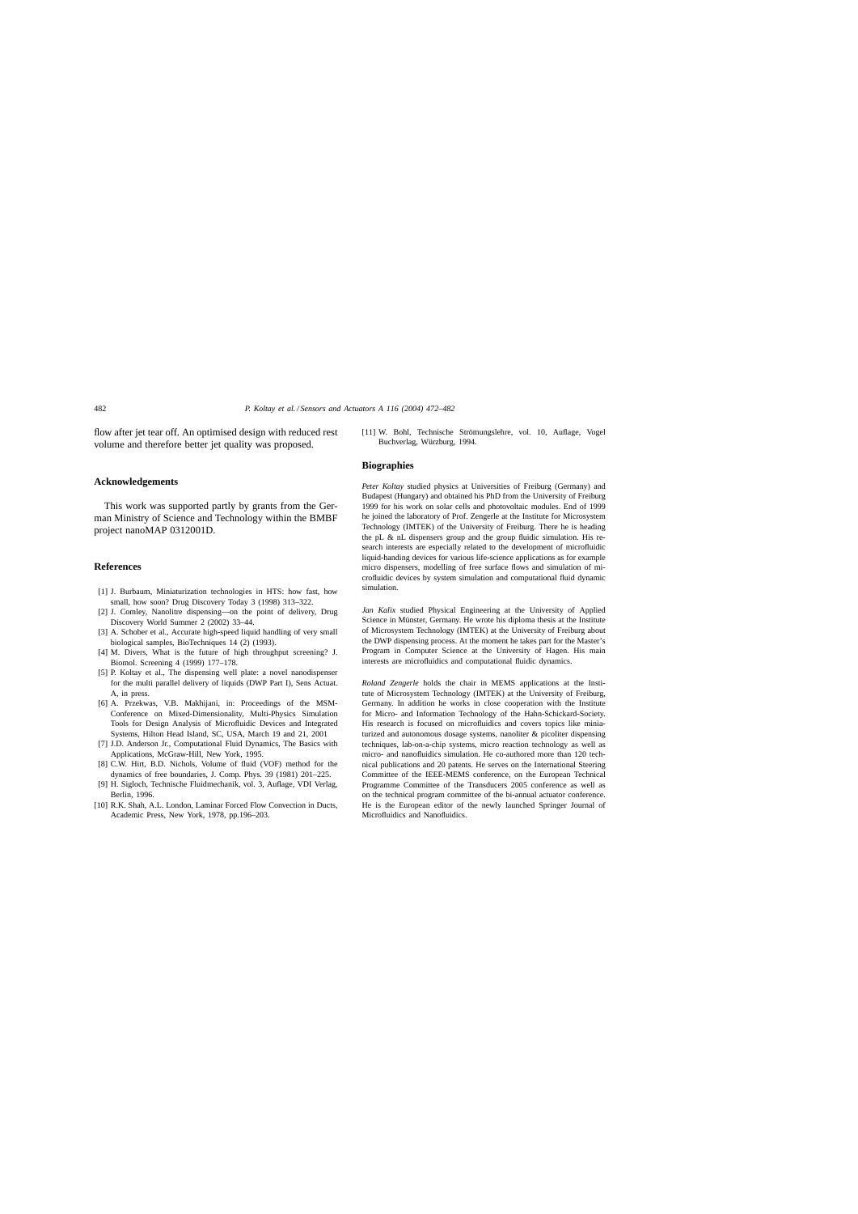flow after jet tear off. An optimised design with reduced rest volume and therefore better jet quality was proposed.

## Acknowledgements

This work was supported partly by grants from the German Ministry of Science and Technology within the BMBF project nanoMAP 0312001D.

## References

[1] J. Burbaum, Miniaturization technologies in HTS: how fast, how small, how soon? Drug Discovery Today 3 (1998) 313–322.

[2] J. Comley, Nanolitre dispensing—on the point of delivery, Drug Discovery World Summer 2 (2002) 33–44.

[3] A. Schober et al., Accurate high-speed liquid handling of very small biological samples, BioTechniques 14 (2) (1993).

[4] M. Divers, What is the future of high throughput screening? J. Biomol. Screening 4 (1999) 177–178.

[5] P. Koltay et al., The dispensing well plate: a novel nanodispenser for the multi parallel delivery of liquids (DWP Part I), Sens Actuat. A, in press.

[6] A. Przekwas, V.B. Makhijani, in: Proceedings of the MSM-Conference on Mixed-Dimensionality, Multi-Physics Simulation Tools for Design Analysis of Microfluidic Devices and Integrated Systems, Hilton Head Island, SC, USA, March 19 and 21, 2001

[7] J.D. Anderson Jr., Computational Fluid Dynamics, The Basics with Applications, McGraw-Hill, New York, 1995.

[8] C.W. Hirt, B.D. Nichols, Volume of fluid (VOF) method for the dynamics of free boundaries, J. Comp. Phys. 39 (1981) 201–225.

[9] H. Sigloch, Technische Fluidmechanik, vol. 3, Auflage, VDI Verlag, Berlin, 1996.

[10] R.K. Shah, A.L. London, Laminar Forced Flow Convection in Ducts, Academic Press, New York, 1978, pp.196–203.

[11] W. Bohl, Technische Strömungslehre, vol. 10, Auflage, Vogel Buchverlag, Würzburg, 1994.

## Biographies

*Peter Koltay* studied physics at Universities of Freiburg (Germany) and Budapest (Hungary) and obtained his PhD from the University of Freiburg 1999 for his work on solar cells and photovoltaic modules. End of 1999 he joined the laboratory of Prof. Zengerle at the Institute for Microsystem Technology (IMTEK) of the University of Freiburg. There he is heading the pL & nL dispensers group and the group fluidic simulation. His research interests are especially related to the development of microfluidic liquid-handing devices for various life-science applications as for example micro dispensers, modelling of free surface flows and simulation of microfluidic devices by system simulation and computational fluid dynamic simulation.

*Jan Kalix* studied Physical Engineering at the University of Applied Science in Münster, Germany. He wrote his diploma thesis at the Institute of Microsystem Technology (IMTEK) at the University of Freiburg about the DWP dispensing process. At the moment he takes part for the Master's Program in Computer Science at the University of Hagen. His main interests are microfluidics and computational fluidic dynamics.

*Roland Zengerle* holds the chair in MEMS applications at the Institute of Microsystem Technology (IMTEK) at the University of Freiburg, Germany. In addition he works in close cooperation with the Institute for Micro- and Information Technology of the Hahn-Schickard-Society. His research is focused on microfluidics and covers topics like miniaturized and autonomous dosage systems, nanoliter & picoliter dispensing techniques, lab-on-a-chip systems, micro reaction technology as well as micro- and nanofluidics simulation. He co-authored more than 120 technical publications and 20 patents. He serves on the International Steering Committee of the IEEE-MEMS conference, on the European Technical Programme Committee of the Transducers 2005 conference as well as on the technical program committee of the bi-annual actuator conference. He is the European editor of the newly launched Springer Journal of Microfluidics and Nanofluidics.